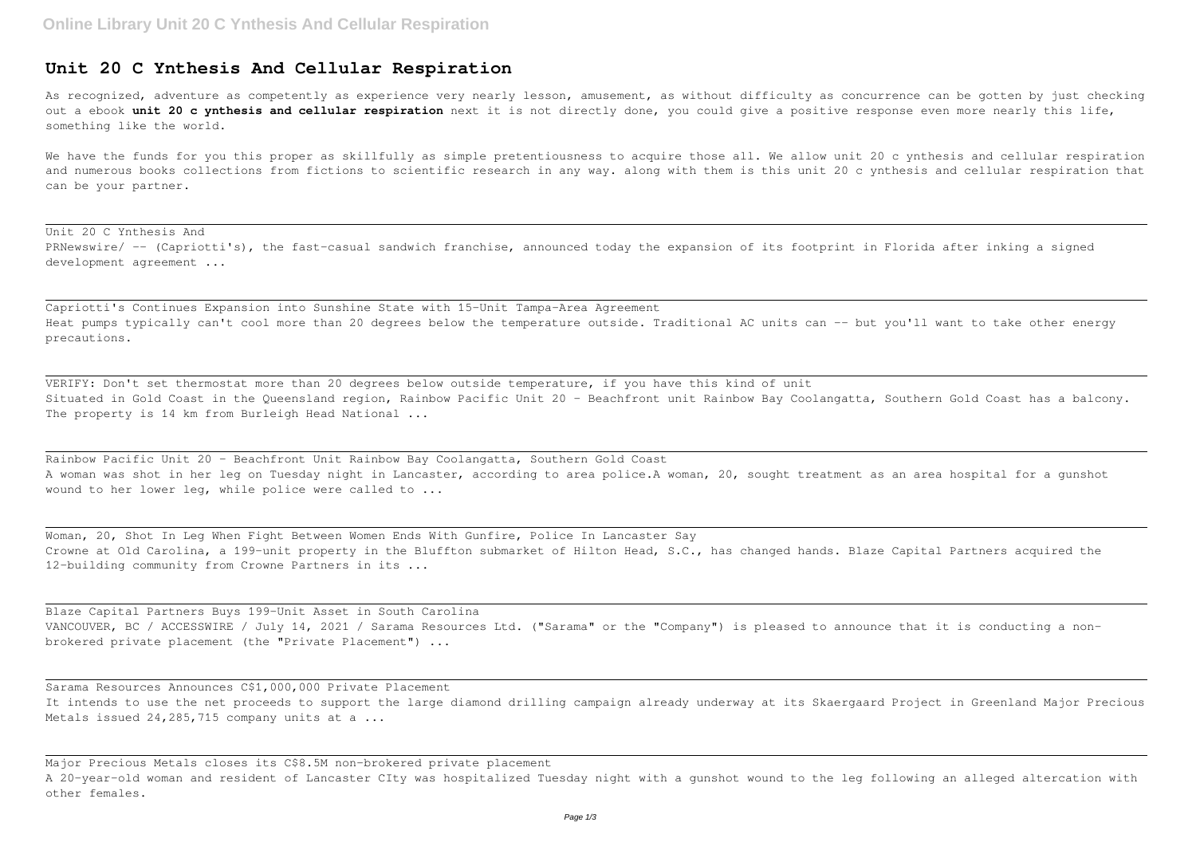# Unit 20 C Ynthesis And Cellular Respiration

As recognized, adventure as competently as experience very nearly lesson, amusement, as without difficulty as concurrence can be gotten by just checking out a ebook **unit 20 c ynthesis and cellular respiration** next it is not directly done, you could give a positive response even more nearly this life, something like the world.

We have the funds for you this proper as skillfully as simple pretentiousness to acquire those all. We allow unit 20 c ynthesis and cellular respiration and numerous books collections from fictions to scientific research in any way. along with them is this unit 20 c ynthesis and cellular respiration that can be your partner.

---

Unit 20 C Ynthesis And
PRNewswire/ -- (Capriotti's), the fast-casual sandwich franchise, announced today the expansion of its footprint in Florida after inking a signed development agreement ...

---

Capriotti's Continues Expansion into Sunshine State with 15-Unit Tampa-Area Agreement
Heat pumps typically can't cool more than 20 degrees below the temperature outside. Traditional AC units can -- but you'll want to take other energy precautions.

---

VERIFY: Don't set thermostat more than 20 degrees below outside temperature, if you have this kind of unit
Situated in Gold Coast in the Queensland region, Rainbow Pacific Unit 20 - Beachfront unit Rainbow Bay Coolangatta, Southern Gold Coast has a balcony. The property is 14 km from Burleigh Head National ...

---

Rainbow Pacific Unit 20 - Beachfront Unit Rainbow Bay Coolangatta, Southern Gold Coast
A woman was shot in her leg on Tuesday night in Lancaster, according to area police.A woman, 20, sought treatment as an area hospital for a gunshot wound to her lower leg, while police were called to ...

---

Woman, 20, Shot In Leg When Fight Between Women Ends With Gunfire, Police In Lancaster Say
Crowne at Old Carolina, a 199-unit property in the Bluffton submarket of Hilton Head, S.C., has changed hands. Blaze Capital Partners acquired the 12-building community from Crowne Partners in its ...

---

Blaze Capital Partners Buys 199-Unit Asset in South Carolina
VANCOUVER, BC / ACCESSWIRE / July 14, 2021 / Sarama Resources Ltd. ("Sarama" or the "Company") is pleased to announce that it is conducting a non-brokered private placement (the "Private Placement") ...

---

Sarama Resources Announces C$1,000,000 Private Placement
It intends to use the net proceeds to support the large diamond drilling campaign already underway at its Skaergaard Project in Greenland Major Precious Metals issued 24,285,715 company units at a ...

---

Major Precious Metals closes its C$8.5M non-brokered private placement
A 20-year-old woman and resident of Lancaster CIty was hospitalized Tuesday night with a gunshot wound to the leg following an alleged altercation with other females.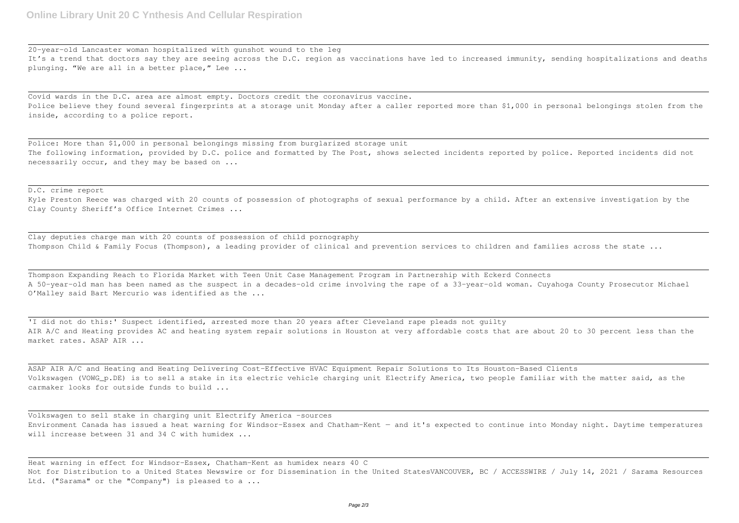20-year-old Lancaster woman hospitalized with gunshot wound to the leg
It's a trend that doctors say they are seeing across the D.C. region as vaccinations have led to increased immunity, sending hospitalizations and deaths plunging. "We are all in a better place," Lee ...

Covid wards in the D.C. area are almost empty. Doctors credit the coronavirus vaccine.
Police believe they found several fingerprints at a storage unit Monday after a caller reported more than $1,000 in personal belongings stolen from the inside, according to a police report.

Police: More than $1,000 in personal belongings missing from burglarized storage unit
The following information, provided by D.C. police and formatted by The Post, shows selected incidents reported by police. Reported incidents did not necessarily occur, and they may be based on ...

D.C. crime report
Kyle Preston Reece was charged with 20 counts of possession of photographs of sexual performance by a child. After an extensive investigation by the Clay County Sheriff's Office Internet Crimes ...

Clay deputies charge man with 20 counts of possession of child pornography
Thompson Child & Family Focus (Thompson), a leading provider of clinical and prevention services to children and families across the state ...

Thompson Expanding Reach to Florida Market with Teen Unit Case Management Program in Partnership with Eckerd Connects
A 50-year-old man has been named as the suspect in a decades-old crime involving the rape of a 33-year-old woman. Cuyahoga County Prosecutor Michael O'Malley said Bart Mercurio was identified as the ...

'I did not do this:' Suspect identified, arrested more than 20 years after Cleveland rape pleads not guilty
AIR A/C and Heating provides AC and heating system repair solutions in Houston at very affordable costs that are about 20 to 30 percent less than the market rates. ASAP AIR ...

ASAP AIR A/C and Heating and Heating Delivering Cost-Effective HVAC Equipment Repair Solutions to Its Houston-Based Clients
Volkswagen (VOWG_p.DE) is to sell a stake in its electric vehicle charging unit Electrify America, two people familiar with the matter said, as the carmaker looks for outside funds to build ...

Volkswagen to sell stake in charging unit Electrify America -sources
Environment Canada has issued a heat warning for Windsor-Essex and Chatham-Kent — and it's expected to continue into Monday night. Daytime temperatures will increase between 31 and 34 C with humidex ...

Heat warning in effect for Windsor-Essex, Chatham-Kent as humidex nears 40 C
Not for Distribution to a United States Newswire or for Dissemination in the United StatesVANCOUVER, BC / ACCESSWIRE / July 14, 2021 / Sarama Resources Ltd. ("Sarama" or the "Company") is pleased to a ...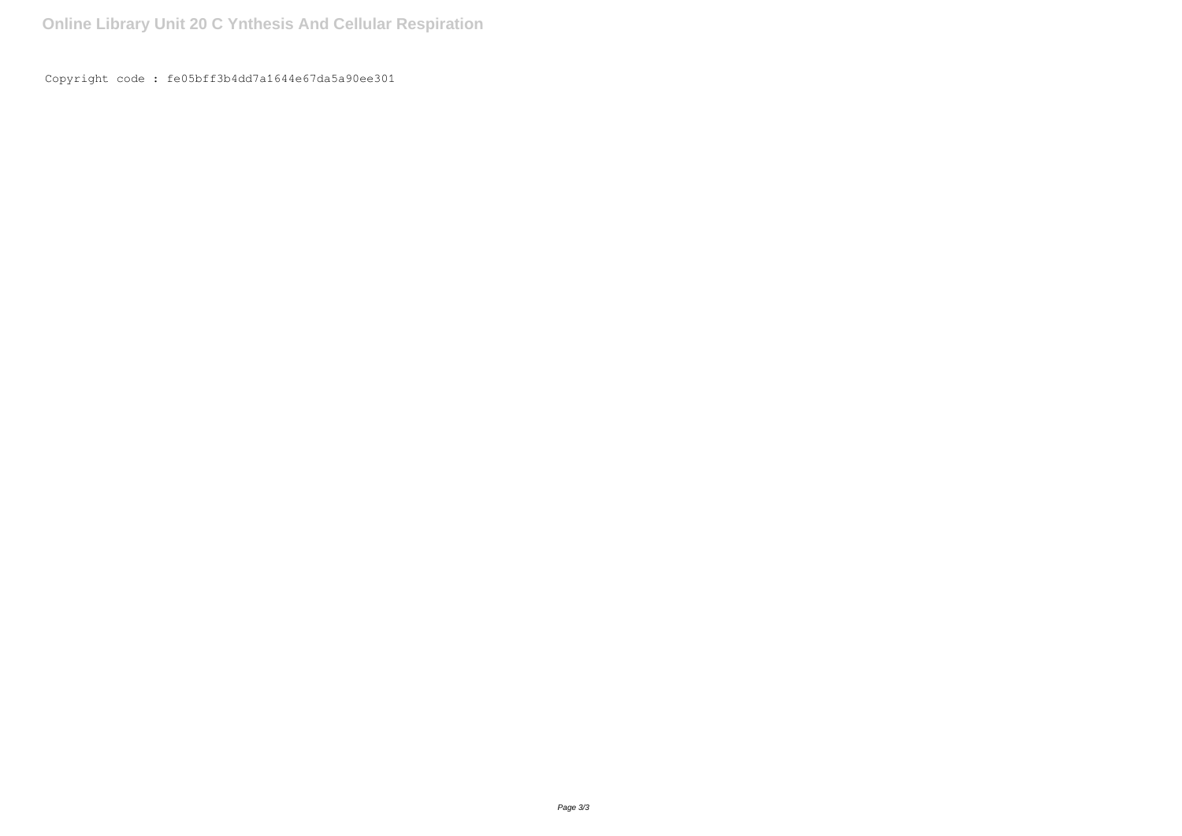Copyright code : fe05bff3b4dd7a1644e67da5a90ee301